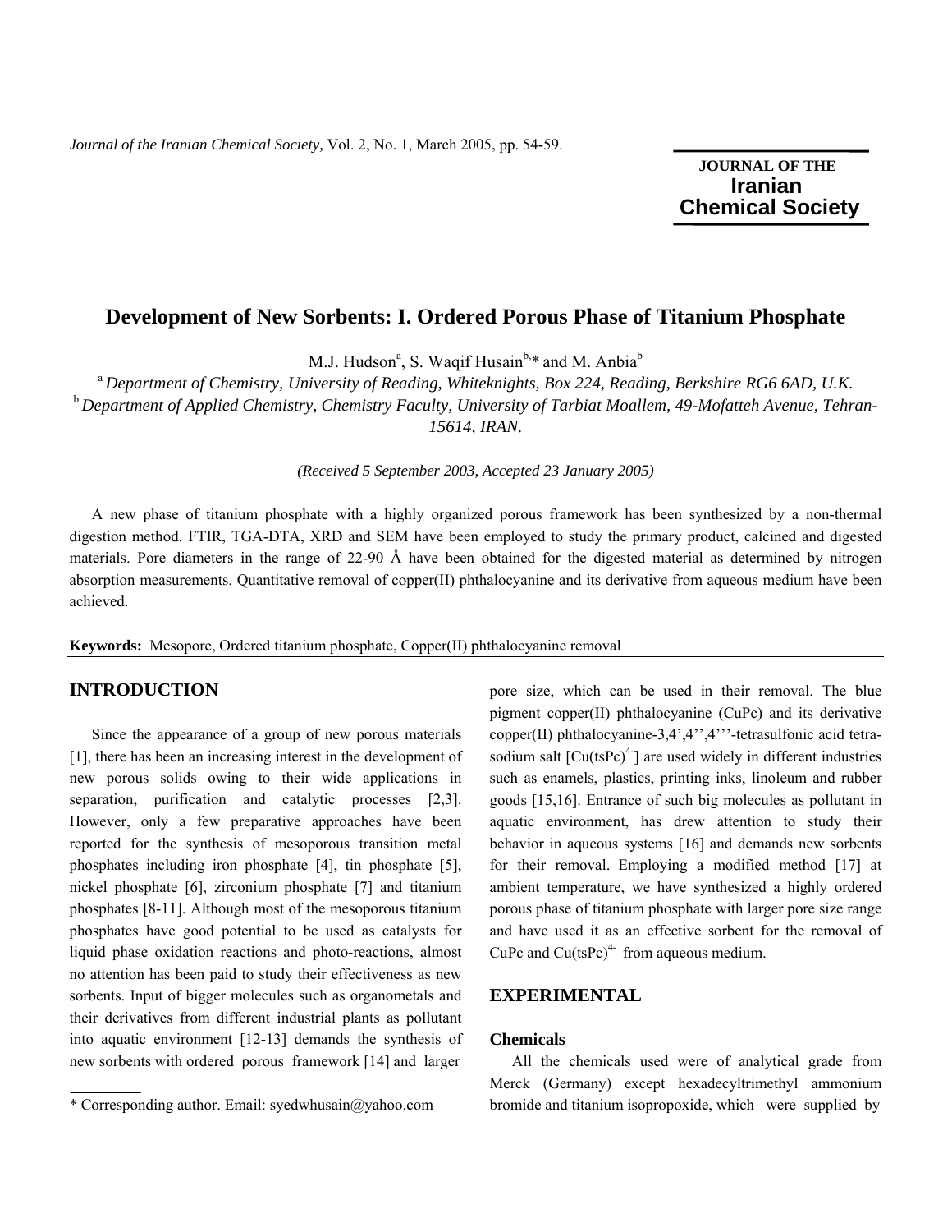# Development of New Sorbents: I. Ordered Porous Phase of Titanium Phosphate

M.J. Hudson[a], S. Waqif Husain[b,]* and M. Anbia[b]

[a] *Department of Chemistry, University of Reading, Whiteknights, Box 224, Reading, Berkshire RG6 6AD, U.K.*

[b] *Department of Applied Chemistry, Chemistry Faculty, University of Tarbiat Moallem, 49-Mofatteh Avenue, Tehran-15614, IRAN.*

*(Received 5 September 2003, Accepted 23 January 2005)*

A new phase of titanium phosphate with a highly organized porous framework has been synthesized by a non-thermal digestion method. FTIR, TGA-DTA, XRD and SEM have been employed to study the primary product, calcined and digested materials. Pore diameters in the range of 22-90 Å have been obtained for the digested material as determined by nitrogen absorption measurements. Quantitative removal of copper(II) phthalocyanine and its derivative from aqueous medium have been achieved.

**Keywords:** Mesopore, Ordered titanium phosphate, Copper(II) phthalocyanine removal

## INTRODUCTION

Since the appearance of a group of new porous materials [1], there has been an increasing interest in the development of new porous solids owing to their wide applications in separation, purification and catalytic processes [2,3]. However, only a few preparative approaches have been reported for the synthesis of mesoporous transition metal phosphates including iron phosphate [4], tin phosphate [5], nickel phosphate [6], zirconium phosphate [7] and titanium phosphates [8-11]. Although most of the mesoporous titanium phosphates have good potential to be used as catalysts for liquid phase oxidation reactions and photo-reactions, almost no attention has been paid to study their effectiveness as new sorbents. Input of bigger molecules such as organometals and their derivatives from different industrial plants as pollutant into aquatic environment [12-13] demands the synthesis of new sorbents with ordered porous framework [14] and larger pore size, which can be used in their removal. The blue pigment copper(II) phthalocyanine (CuPc) and its derivative copper(II) phthalocyanine-3,4',4'',4'''-tetrasulfonic acid tetrasodium salt [$Cu(tsPc)^{4-}$] are used widely in different industries such as enamels, plastics, printing inks, linoleum and rubber goods [15,16]. Entrance of such big molecules as pollutant in aquatic environment, has drew attention to study their behavior in aqueous systems [16] and demands new sorbents for their removal. Employing a modified method [17] at ambient temperature, we have synthesized a highly ordered porous phase of titanium phosphate with larger pore size range and have used it as an effective sorbent for the removal of CuPc and $Cu(tsPc)^{4-}$ from aqueous medium.

## EXPERIMENTAL

### Chemicals

All the chemicals used were of analytical grade from Merck (Germany) except hexadecyltrimethyl ammonium bromide and titanium isopropoxide, which were supplied by

\* Corresponding author. Email: syedwhusain@yahoo.com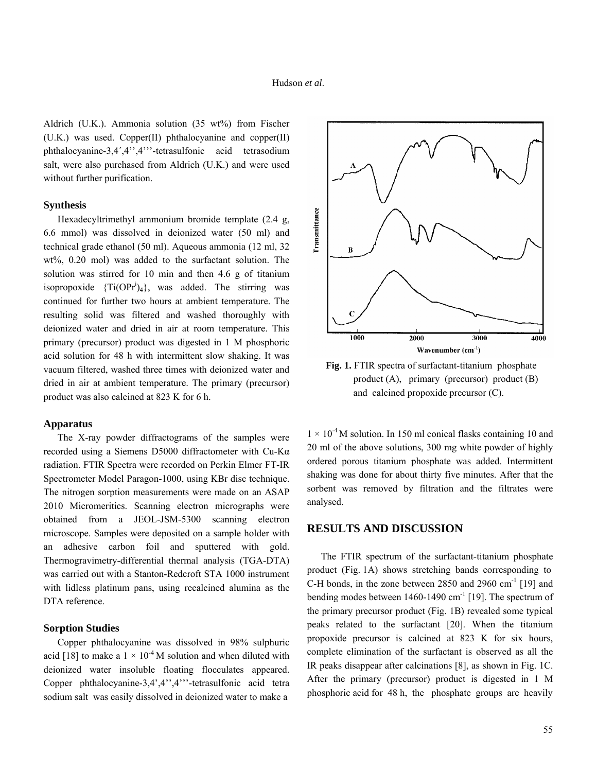Aldrich (U.K.). Ammonia solution (35 wt%) from Fischer (U.K.) was used. Copper(II) phthalocyanine and copper(II) phthalocyanine-3,4´,4'',4'''-tetrasulfonic acid tetrasodium salt, were also purchased from Aldrich (U.K.) and were used without further purification.

### Synthesis

Hexadecyltrimethyl ammonium bromide template (2.4 g, 6.6 mmol) was dissolved in deionized water (50 ml) and technical grade ethanol (50 ml). Aqueous ammonia (12 ml, 32 wt%, 0.20 mol) was added to the surfactant solution. The solution was stirred for 10 min and then 4.6 g of titanium isopropoxide $\{Ti(OPr^i)_4\}$, was added. The stirring was continued for further two hours at ambient temperature. The resulting solid was filtered and washed thoroughly with deionized water and dried in air at room temperature. This primary (precursor) product was digested in 1 M phosphoric acid solution for 48 h with intermittent slow shaking. It was vacuum filtered, washed three times with deionized water and dried in air at ambient temperature. The primary (precursor) product was also calcined at 823 K for 6 h.

### Apparatus

The X-ray powder diffractograms of the samples were recorded using a Siemens D5000 diffractometer with Cu-Kα radiation. FTIR Spectra were recorded on Perkin Elmer FT-IR Spectrometer Model Paragon-1000, using KBr disc technique. The nitrogen sorption measurements were made on an ASAP 2010 Micromeritics. Scanning electron micrographs were obtained from a JEOL-JSM-5300 scanning electron microscope. Samples were deposited on a sample holder with an adhesive carbon foil and sputtered with gold. Thermogravimetry-differential thermal analysis (TGA-DTA) was carried out with a Stanton-Redcroft STA 1000 instrument with lidless platinum pans, using recalcined alumina as the DTA reference.

### Sorption Studies

Copper phthalocyanine was dissolved in 98% sulphuric acid [18] to make a $1 \times 10^{-4}$ M solution and when diluted with deionized water insoluble floating flocculates appeared. Copper phthalocyanine-3,4',4'',4'''-tetrasulfonic acid tetra sodium salt was easily dissolved in deionized water to make a $1 \times 10^{-4}$ M solution. In 150 ml conical flasks containing 10 and 20 ml of the above solutions, 300 mg white powder of highly ordered porous titanium phosphate was added. Intermittent shaking was done for about thirty five minutes. After that the sorbent was removed by filtration and the filtrates were analysed.

**Fig. 1.** FTIR spectra of surfactant-titanium phosphate product (A), primary (precursor) product (B) and calcined propoxide precursor (C).

## RESULTS AND DISCUSSION

The FTIR spectrum of the surfactant-titanium phosphate product (Fig. 1A) shows stretching bands corresponding to C-H bonds, in the zone between 2850 and 2960 $cm^{-1}$ [19] and bending modes between 1460-1490 $cm^{-1}$ [19]. The spectrum of the primary precursor product (Fig. 1B) revealed some typical peaks related to the surfactant [20]. When the titanium propoxide precursor is calcined at 823 K for six hours, complete elimination of the surfactant is observed as all the IR peaks disappear after calcinations [8], as shown in Fig. 1C. After the primary (precursor) product is digested in 1 M phosphoric acid for 48 h, the phosphate groups are heavily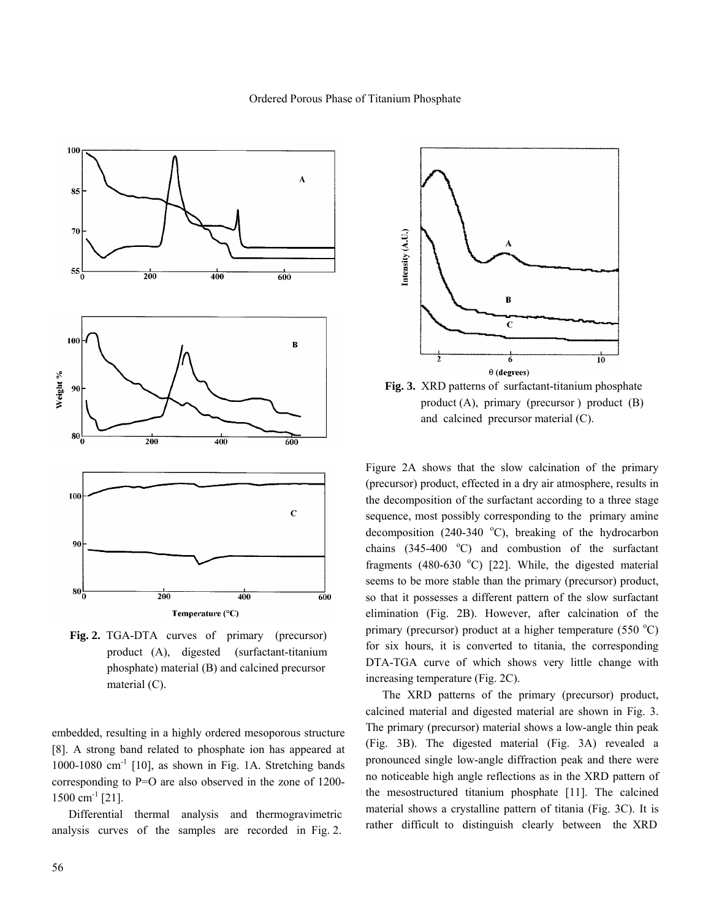Fig. 2. TGA-DTA curves of primary (precursor) product (A), digested (surfactant-titanium phosphate) material (B) and calcined precursor material (C).

Fig. 3. XRD patterns of surfactant-titanium phosphate product (A), primary (precursor) product (B) and calcined precursor material (C).

embedded, resulting in a highly ordered mesoporous structure [8]. A strong band related to phosphate ion has appeared at 1000-1080 $cm^{-1}$ [10], as shown in Fig. 1A. Stretching bands corresponding to P=O are also observed in the zone of 1200-1500 $cm^{-1}$ [21].

Differential thermal analysis and thermogravimetric analysis curves of the samples are recorded in Fig. 2. Figure 2A shows that the slow calcination of the primary (precursor) product, effected in a dry air atmosphere, results in the decomposition of the surfactant according to a three stage sequence, most possibly corresponding to the primary amine decomposition (240-340 °C), breaking of the hydrocarbon chains (345-400 °C) and combustion of the surfactant fragments (480-630 °C) [22]. While, the digested material seems to be more stable than the primary (precursor) product, so that it possesses a different pattern of the slow surfactant elimination (Fig. 2B). However, after calcination of the primary (precursor) product at a higher temperature (550 °C) for six hours, it is converted to titania, the corresponding DTA-TGA curve of which shows very little change with increasing temperature (Fig. 2C).

The XRD patterns of the primary (precursor) product, calcined material and digested material are shown in Fig. 3. The primary (precursor) material shows a low-angle thin peak (Fig. 3B). The digested material (Fig. 3A) revealed a pronounced single low-angle diffraction peak and there were no noticeable high angle reflections as in the XRD pattern of the mesostructured titanium phosphate [11]. The calcined material shows a crystalline pattern of titania (Fig. 3C). It is rather difficult to distinguish clearly between the XRD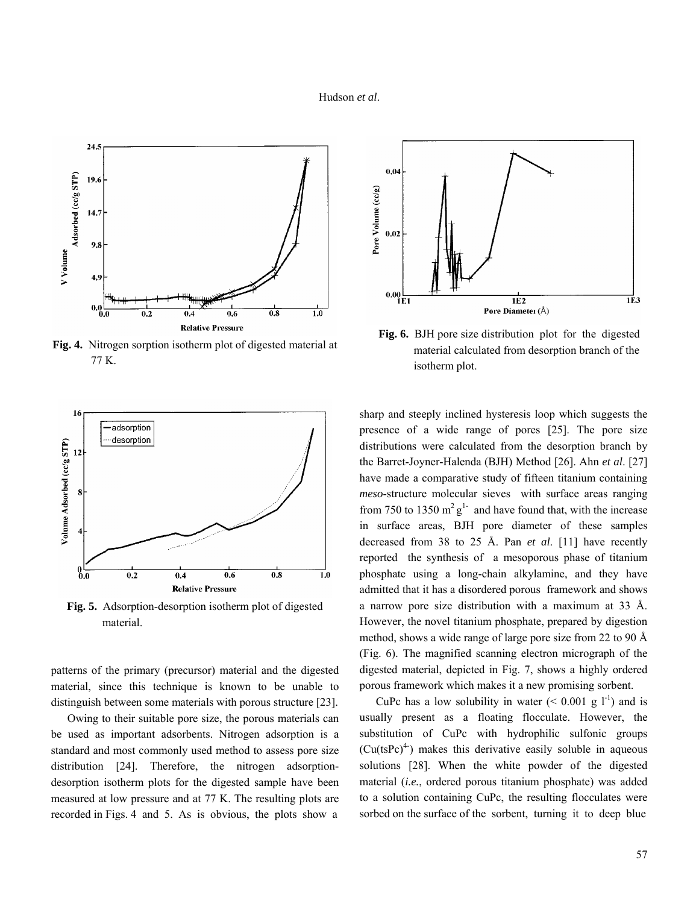Fig. 4. Nitrogen sorption isotherm plot of digested material at 77 K.

Fig. 5. Adsorption-desorption isotherm plot of digested material.

patterns of the primary (precursor) material and the digested material, since this technique is known to be unable to distinguish between some materials with porous structure [23].

Owing to their suitable pore size, the porous materials can be used as important adsorbents. Nitrogen adsorption is a standard and most commonly used method to assess pore size distribution [24]. Therefore, the nitrogen adsorption-desorption isotherm plots for the digested sample have been measured at low pressure and at 77 K. The resulting plots are recorded in Figs. 4 and 5. As is obvious, the plots show a sharp and steeply inclined hysteresis loop which suggests the presence of a wide range of pores [25]. The pore size distributions were calculated from the desorption branch by the Barret-Joyner-Halenda (BJH) Method [26]. Ahn *et al*. [27] have made a comparative study of fifteen titanium containing *meso*-structure molecular sieves with surface areas ranging from 750 to 1350 $m^2 g^{1-}$ and have found that, with the increase in surface areas, BJH pore diameter of these samples decreased from 38 to 25 Å. Pan *et al.* [11] have recently reported the synthesis of a mesoporous phase of titanium phosphate using a long-chain alkylamine, and they have admitted that it has a disordered porous framework and shows a narrow pore size distribution with a maximum at 33 Å. However, the novel titanium phosphate, prepared by digestion method, shows a wide range of large pore size from 22 to 90 Å (Fig. 6). The magnified scanning electron micrograph of the digested material, depicted in Fig. 7, shows a highly ordered porous framework which makes it a new promising sorbent.

Fig. 6. BJH pore size distribution plot for the digested material calculated from desorption branch of the isotherm plot.

CuPc has a low solubility in water (< 0.001 g $l^{-1}$) and is usually present as a floating flocculate. However, the substitution of CuPc with hydrophilic sulfonic groups ($Cu(tsPc)^{4-}$) makes this derivative easily soluble in aqueous solutions [28]. When the white powder of the digested material (*i.e.*, ordered porous titanium phosphate) was added to a solution containing CuPc, the resulting flocculates were sorbed on the surface of the sorbent, turning it to deep blue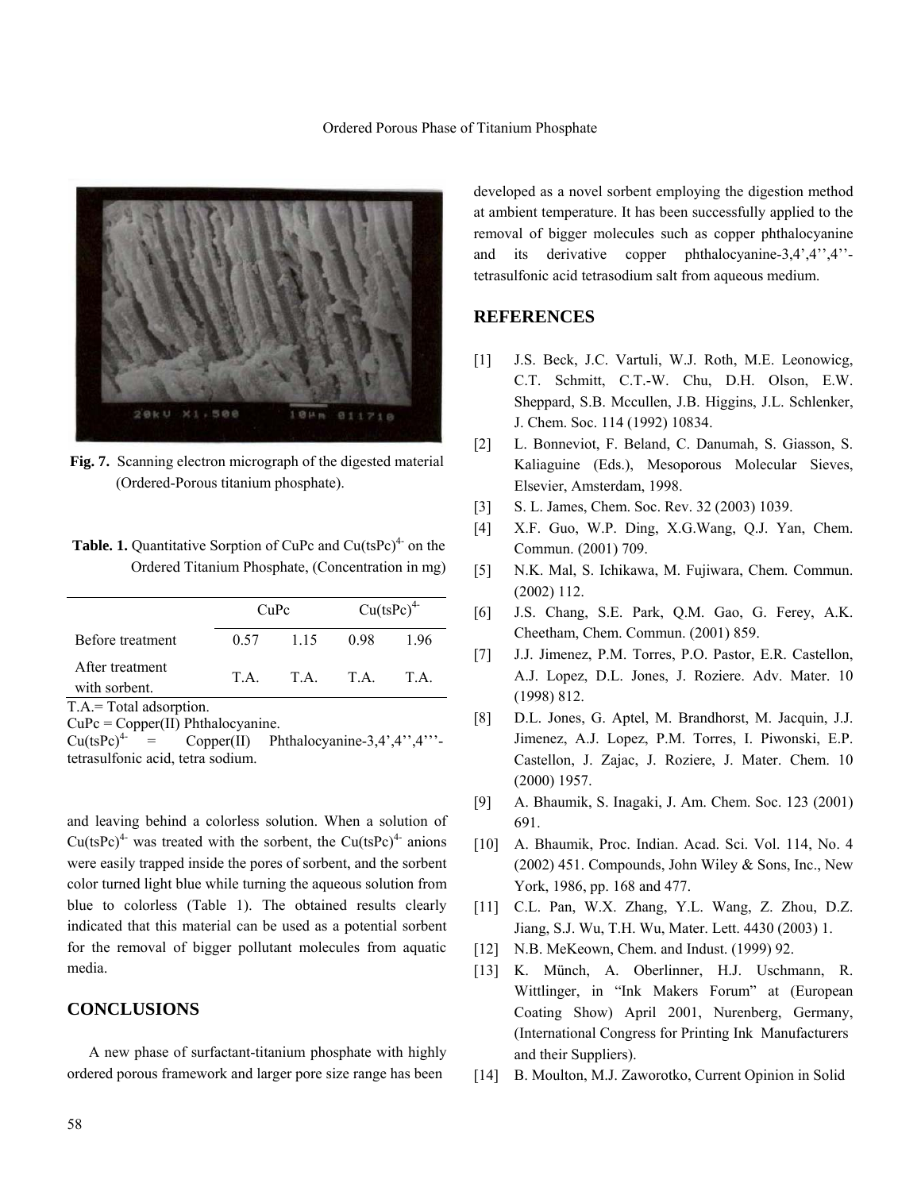Fig. 7. Scanning electron micrograph of the digested material (Ordered-Porous titanium phosphate).

**Table. 1.** Quantitative Sorption of CuPc and $Cu(tsPc)^{4-}$ on the Ordered Titanium Phosphate, (Concentration in mg)

| | CuPc | | $Cu(tsPc)^{4-}$ | |
|---|---|---|---|---|
| Before treatment | 0.57 | 1.15 | 0.98 | 1.96 |
| After treatment with sorbent. | T.A. | T.A. | T.A. | T.A. |

T.A.= Total adsorption.
CuPc = Copper(II) Phthalocyanine.
$Cu(tsPc)^{4-}$ = Copper(II) Phthalocyanine-3,4',4'',4'''-tetrasulfonic acid, tetra sodium.

and leaving behind a colorless solution. When a solution of $Cu(tsPc)^{4-}$ was treated with the sorbent, the $Cu(tsPc)^{4-}$ anions were easily trapped inside the pores of sorbent, and the sorbent color turned light blue while turning the aqueous solution from blue to colorless (Table 1). The obtained results clearly indicated that this material can be used as a potential sorbent for the removal of bigger pollutant molecules from aquatic media.

## CONCLUSIONS

A new phase of surfactant-titanium phosphate with highly ordered porous framework and larger pore size range has been developed as a novel sorbent employing the digestion method at ambient temperature. It has been successfully applied to the removal of bigger molecules such as copper phthalocyanine and its derivative copper phthalocyanine-3,4',4'',4''-tetrasulfonic acid tetrasodium salt from aqueous medium.

## REFERENCES

[1] J.S. Beck, J.C. Vartuli, W.J. Roth, M.E. Leonowicg, C.T. Schmitt, C.T.-W. Chu, D.H. Olson, E.W. Sheppard, S.B. Mccullen, J.B. Higgins, J.L. Schlenker, J. Chem. Soc. 114 (1992) 10834.

[2] L. Bonneviot, F. Beland, C. Danumah, S. Giasson, S. Kaliaguine (Eds.), Mesoporous Molecular Sieves, Elsevier, Amsterdam, 1998.

[3] S. L. James, Chem. Soc. Rev. 32 (2003) 1039.

[4] X.F. Guo, W.P. Ding, X.G.Wang, Q.J. Yan, Chem. Commun. (2001) 709.

[5] N.K. Mal, S. Ichikawa, M. Fujiwara, Chem. Commun. (2002) 112.

[6] J.S. Chang, S.E. Park, Q.M. Gao, G. Ferey, A.K. Cheetham, Chem. Commun. (2001) 859.

[7] J.J. Jimenez, P.M. Torres, P.O. Pastor, E.R. Castellon, A.J. Lopez, D.L. Jones, J. Roziere. Adv. Mater. 10 (1998) 812.

[8] D.L. Jones, G. Aptel, M. Brandhorst, M. Jacquin, J.J. Jimenez, A.J. Lopez, P.M. Torres, I. Piwonski, E.P. Castellon, J. Zajac, J. Roziere, J. Mater. Chem. 10 (2000) 1957.

[9] A. Bhaumik, S. Inagaki, J. Am. Chem. Soc. 123 (2001) 691.

[10] A. Bhaumik, Proc. Indian. Acad. Sci. Vol. 114, No. 4 (2002) 451. Compounds, John Wiley & Sons, Inc., New York, 1986, pp. 168 and 477.

[11] C.L. Pan, W.X. Zhang, Y.L. Wang, Z. Zhou, D.Z. Jiang, S.J. Wu, T.H. Wu, Mater. Lett. 4430 (2003) 1.

[12] N.B. MeKeown, Chem. and Indust. (1999) 92.

[13] K. Münch, A. Oberlinner, H.J. Uschmann, R. Wittlinger, in "Ink Makers Forum" at (European Coating Show) April 2001, Nurenberg, Germany, (International Congress for Printing Ink Manufacturers and their Suppliers).

[14] B. Moulton, M.J. Zaworotko, Current Opinion in Solid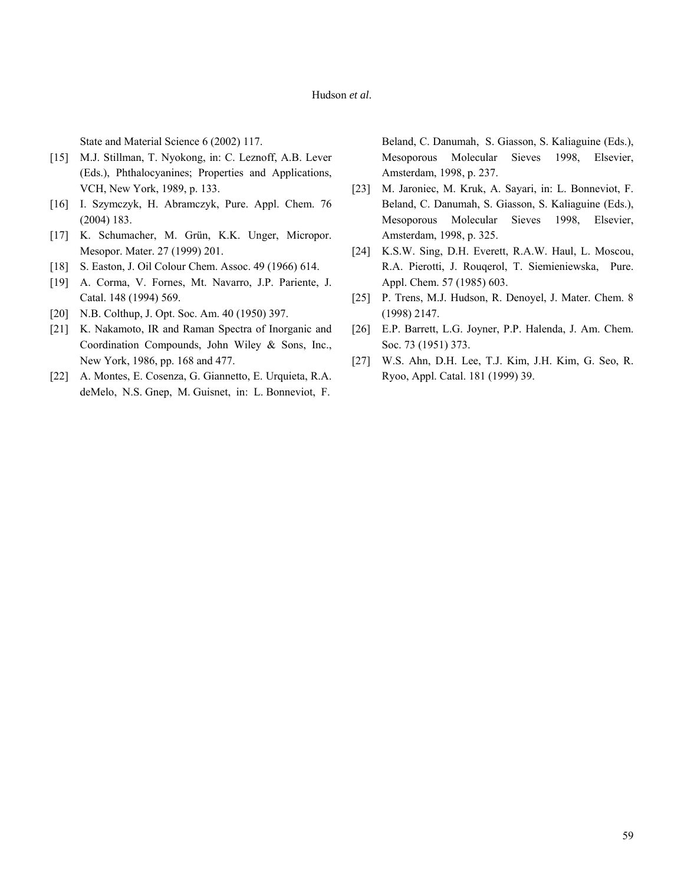State and Material Science 6 (2002) 117.

[15] M.J. Stillman, T. Nyokong, in: C. Leznoff, A.B. Lever (Eds.), Phthalocyanines; Properties and Applications, VCH, New York, 1989, p. 133.

[16] I. Szymczyk, H. Abramczyk, Pure. Appl. Chem. 76 (2004) 183.

[17] K. Schumacher, M. Grün, K.K. Unger, Micropor. Mesopor. Mater. 27 (1999) 201.

[18] S. Easton, J. Oil Colour Chem. Assoc. 49 (1966) 614.

[19] A. Corma, V. Fornes, Mt. Navarro, J.P. Pariente, J. Catal. 148 (1994) 569.

[20] N.B. Colthup, J. Opt. Soc. Am. 40 (1950) 397.

[21] K. Nakamoto, IR and Raman Spectra of Inorganic and Coordination Compounds, John Wiley & Sons, Inc., New York, 1986, pp. 168 and 477.

[22] A. Montes, E. Cosenza, G. Giannetto, E. Urquieta, R.A. deMelo, N.S. Gnep, M. Guisnet, in: L. Bonneviot, F. Beland, C. Danumah, S. Giasson, S. Kaliaguine (Eds.), Mesoporous Molecular Sieves 1998, Elsevier, Amsterdam, 1998, p. 237.

[23] M. Jaroniec, M. Kruk, A. Sayari, in: L. Bonneviot, F. Beland, C. Danumah, S. Giasson, S. Kaliaguine (Eds.), Mesoporous Molecular Sieves 1998, Elsevier, Amsterdam, 1998, p. 325.

[24] K.S.W. Sing, D.H. Everett, R.A.W. Haul, L. Moscou, R.A. Pierotti, J. Rouqerol, T. Siemieniewska, Pure. Appl. Chem. 57 (1985) 603.

[25] P. Trens, M.J. Hudson, R. Denoyel, J. Mater. Chem. 8 (1998) 2147.

[26] E.P. Barrett, L.G. Joyner, P.P. Halenda, J. Am. Chem. Soc. 73 (1951) 373.

[27] W.S. Ahn, D.H. Lee, T.J. Kim, J.H. Kim, G. Seo, R. Ryoo, Appl. Catal. 181 (1999) 39.